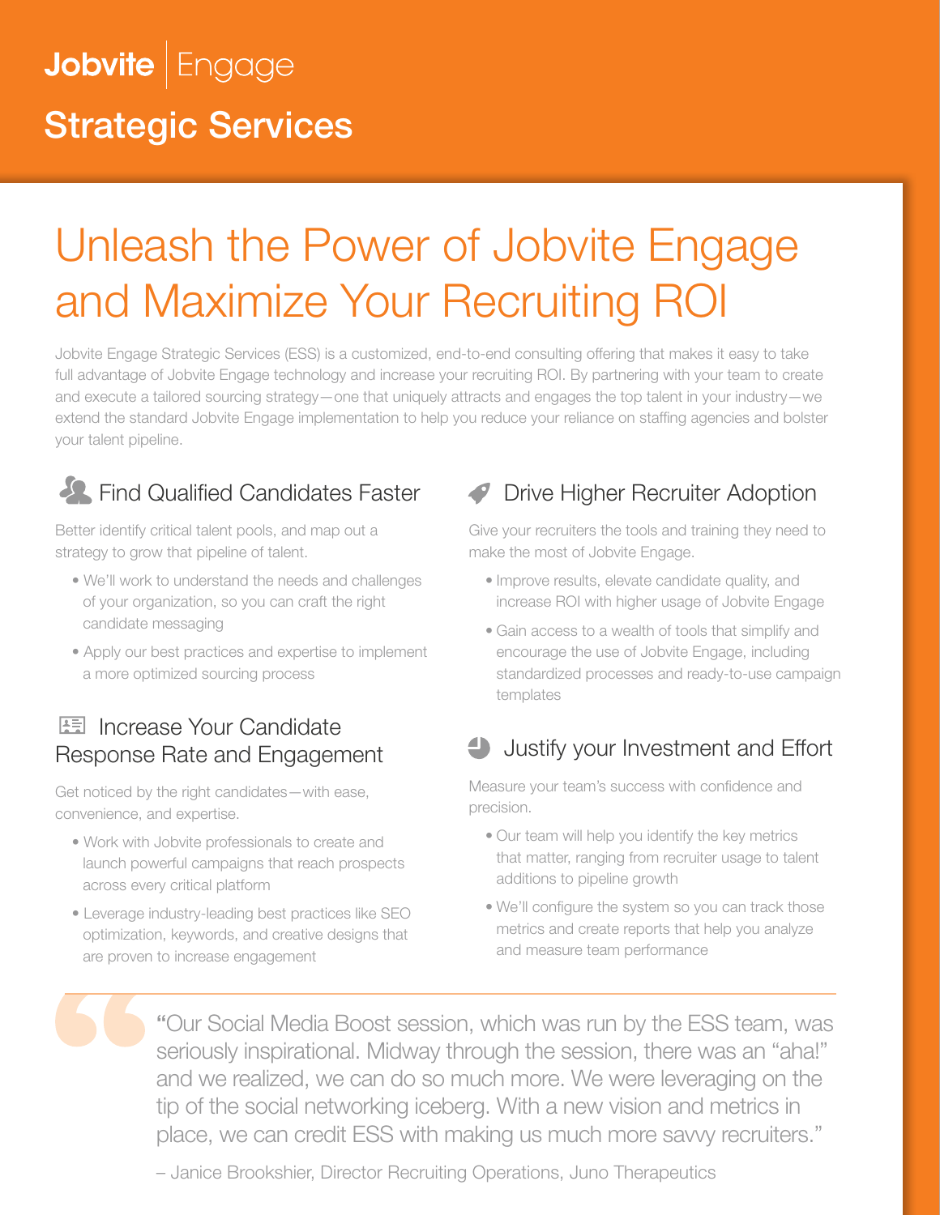Jobvite | Engage

# Strategic Services

## Unleash the Power of Jobvite Engage and Maximize Your Recruiting ROI

Jobvite Engage Strategic Services (ESS) is a customized, end-to-end consulting offering that makes it easy to take full advantage of Jobvite Engage technology and increase your recruiting ROI. By partnering with your team to create and execute a tailored sourcing strategy—one that uniquely attracts and engages the top talent in your industry—we extend the standard Jobvite Engage implementation to help you reduce your reliance on staffing agencies and bolster your talent pipeline.

### Find Qualified Candidates Faster

Better identify critical talent pools, and map out a strategy to grow that pipeline of talent.

- We'll work to understand the needs and challenges of your organization, so you can craft the right candidate messaging
- Apply our best practices and expertise to implement a more optimized sourcing process

### Increase Your Candidate Response Rate and Engagement

Get noticed by the right candidates—with ease, convenience, and expertise.

- Work with Jobvite professionals to create and launch powerful campaigns that reach prospects across every critical platform
- Leverage industry-leading best practices like SEO optimization, keywords, and creative designs that are proven to increase engagement

### Drive Higher Recruiter Adoption

Give your recruiters the tools and training they need to make the most of Jobvite Engage.

- Improve results, elevate candidate quality, and increase ROI with higher usage of Jobvite Engage
- Gain access to a wealth of tools that simplify and encourage the use of Jobvite Engage, including standardized processes and ready-to-use campaign templates

### Justify your Investment and Effort

Measure your team's success with confidence and precision.

- Our team will help you identify the key metrics that matter, ranging from recruiter usage to talent additions to pipeline growth
- We'll configure the system so you can track those metrics and create reports that help you analyze and measure team performance

> "Our Social Media Boost session, which was run by the ESS team, was seriously inspirational. Midway through the session, there was an "aha!" and we realized, we can do so much more. We were leveraging on the tip of the social networking iceberg. With a new vision and metrics in place, we can credit ESS with making us much more savvy recruiters."
>
> – Janice Brookshier, Director Recruiting Operations, Juno Therapeutics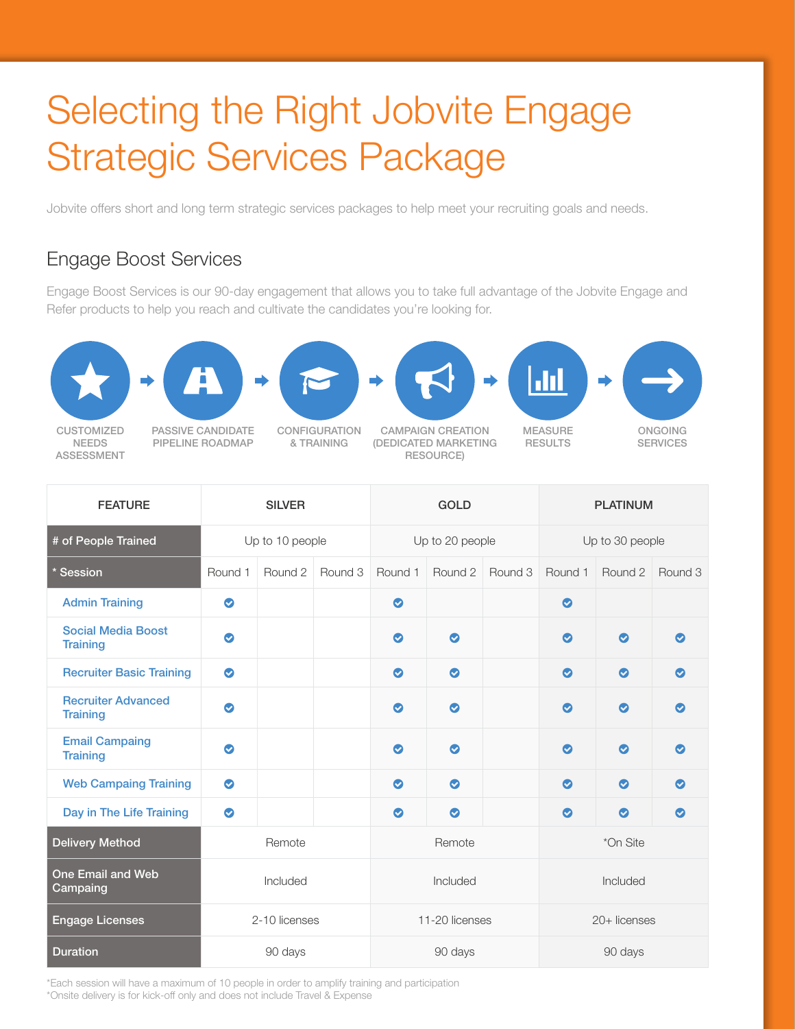# Selecting the Right Jobvite Engage Strategic Services Package

Jobvite offers short and long term strategic services packages to help meet your recruiting goals and needs.

## Engage Boost Services

Engage Boost Services is our 90-day engagement that allows you to take full advantage of the Jobvite Engage and Refer products to help you reach and cultivate the candidates you're looking for.

CUSTOMIZED NEEDS ASSESSMENT → PASSIVE CANDIDATE PIPELINE ROADMAP → CONFIGURATION & TRAINING → CAMPAIGN CREATION (DEDICATED MARKETING RESOURCE) → MEASURE RESULTS → ONGOING SERVICES

| FEATURE | SILVER | | | GOLD | | | PLATINUM | | |
|---|---|---|---|---|---|---|---|---|---|
| # of People Trained | Up to 10 people | | | Up to 20 people | | | Up to 30 people | | |
| * Session | Round 1 | Round 2 | Round 3 | Round 1 | Round 2 | Round 3 | Round 1 | Round 2 | Round 3 |
| Admin Training | ✓ | | | ✓ | | | ✓ | | |
| Social Media Boost Training | ✓ | | | ✓ | ✓ | | ✓ | ✓ | ✓ |
| Recruiter Basic Training | ✓ | | | ✓ | ✓ | | ✓ | ✓ | ✓ |
| Recruiter Advanced Training | ✓ | | | ✓ | ✓ | | ✓ | ✓ | ✓ |
| Email Campaing Training | ✓ | | | ✓ | ✓ | | ✓ | ✓ | ✓ |
| Web Campaing Training | ✓ | | | ✓ | ✓ | | ✓ | ✓ | ✓ |
| Day in The Life Training | ✓ | | | ✓ | ✓ | | ✓ | ✓ | ✓ |
| Delivery Method | Remote | | | Remote | | | *On Site | | |
| One Email and Web Campaing | Included | | | Included | | | Included | | |
| Engage Licenses | 2-10 licenses | | | 11-20 licenses | | | 20+ licenses | | |
| Duration | 90 days | | | 90 days | | | 90 days | | |

*Each session will have a maximum of 10 people in order to amplify training and participation
*Onsite delivery is for kick-off only and does not include Travel & Expense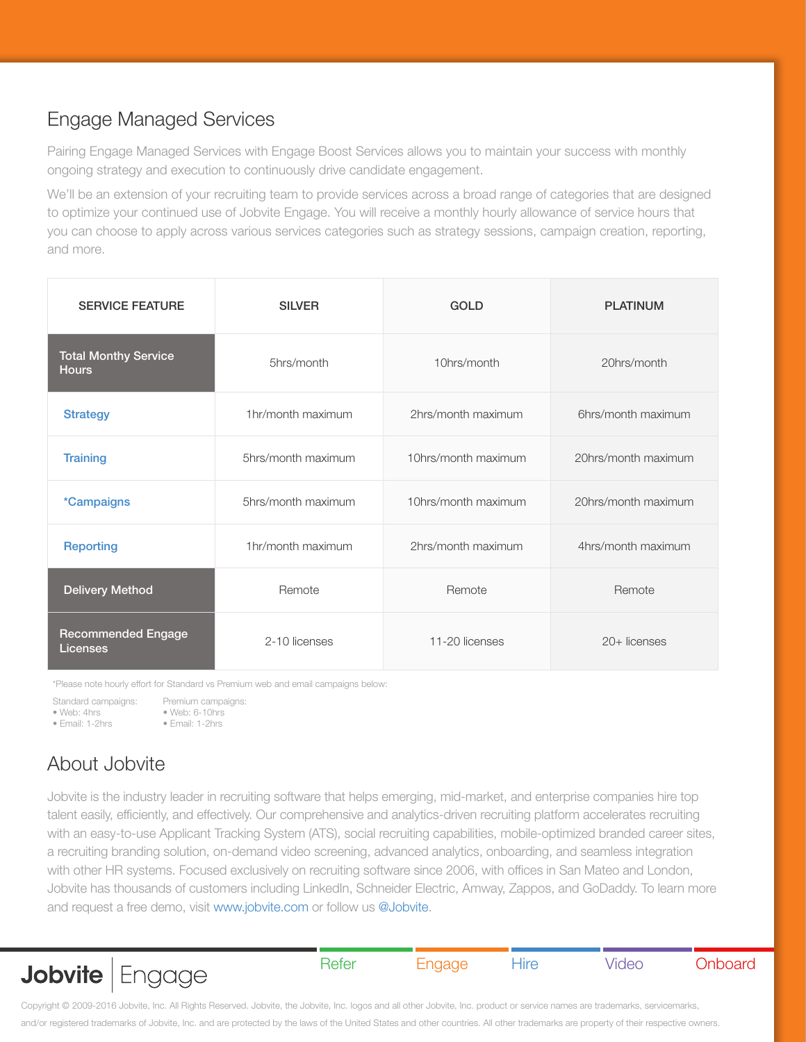## Engage Managed Services

Pairing Engage Managed Services with Engage Boost Services allows you to maintain your success with monthly ongoing strategy and execution to continuously drive candidate engagement.

We'll be an extension of your recruiting team to provide services across a broad range of categories that are designed to optimize your continued use of Jobvite Engage. You will receive a monthly hourly allowance of service hours that you can choose to apply across various services categories such as strategy sessions, campaign creation, reporting, and more.

| SERVICE FEATURE | SILVER | GOLD | PLATINUM |
|---|---|---|---|
| Total Monthy Service Hours | 5hrs/month | 10hrs/month | 20hrs/month |
| Strategy | 1hr/month maximum | 2hrs/month maximum | 6hrs/month maximum |
| Training | 5hrs/month maximum | 10hrs/month maximum | 20hrs/month maximum |
| *Campaigns | 5hrs/month maximum | 10hrs/month maximum | 20hrs/month maximum |
| Reporting | 1hr/month maximum | 2hrs/month maximum | 4hrs/month maximum |
| Delivery Method | Remote | Remote | Remote |
| Recommended Engage Licenses | 2-10 licenses | 11-20 licenses | 20+ licenses |

*Please note hourly effort for Standard vs Premium web and email campaigns below:

Standard campaigns:
- Web: 4hrs
- Email: 1-2hrs

Premium campaigns:
- Web: 6-10hrs
- Email: 1-2hrs

## About Jobvite

Jobvite is the industry leader in recruiting software that helps emerging, mid-market, and enterprise companies hire top talent easily, efficiently, and effectively. Our comprehensive and analytics-driven recruiting platform accelerates recruiting with an easy-to-use Applicant Tracking System (ATS), social recruiting capabilities, mobile-optimized branded career sites, a recruiting branding solution, on-demand video screening, advanced analytics, onboarding, and seamless integration with other HR systems. Focused exclusively on recruiting software since 2006, with offices in San Mateo and London, Jobvite has thousands of customers including LinkedIn, Schneider Electric, Amway, Zappos, and GoDaddy. To learn more and request a free demo, visit www.jobvite.com or follow us @Jobvite.

Jobvite | Engage

Refer Engage Hire Video Onboard

Copyright © 2009-2016 Jobvite, Inc. All Rights Reserved. Jobvite, the Jobvite, Inc. logos and all other Jobvite, Inc. product or service names are trademarks, servicemarks, and/or registered trademarks of Jobvite, Inc. and are protected by the laws of the United States and other countries. All other trademarks are property of their respective owners.